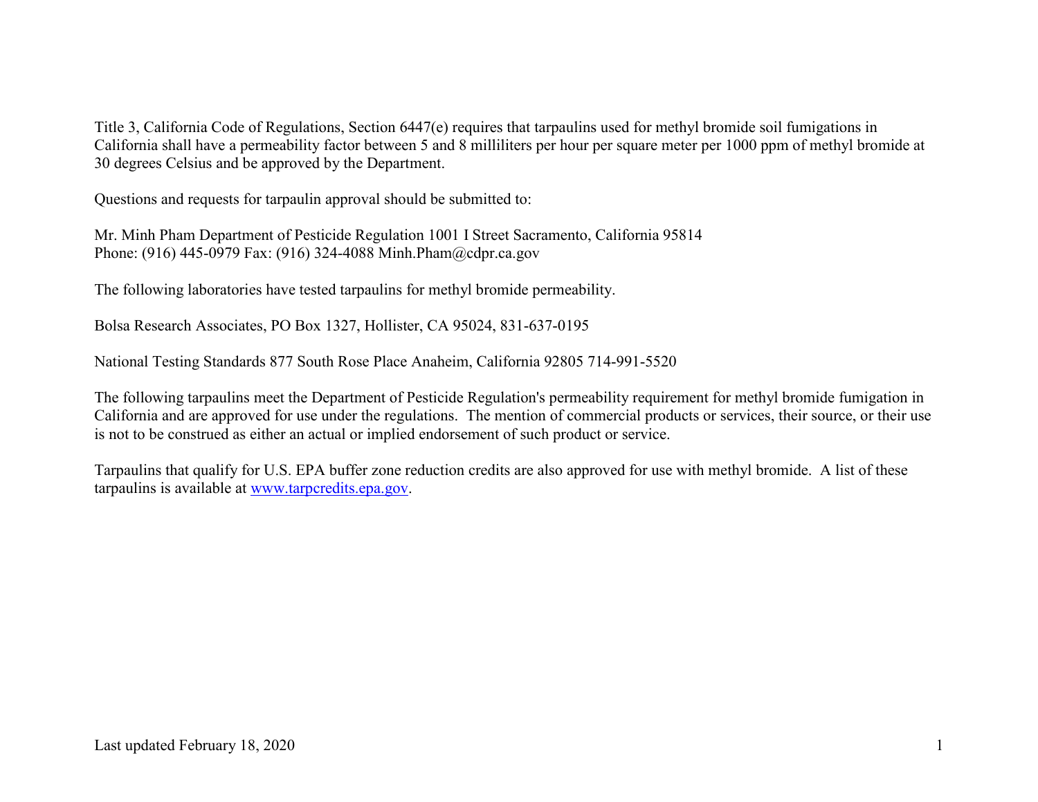Title 3, California Code of Regulations, Section 6447(e) requires that tarpaulins used for methyl bromide soil fumigations in California shall have a permeability factor between 5 and 8 milliliters per hour per square meter per 1000 ppm of methyl bromide at 30 degrees Celsius and be approved by the Department.

Questions and requests for tarpaulin approval should be submitted to:

Mr. Minh Pham Department of Pesticide Regulation 1001 I Street Sacramento, California 95814
Phone: (916) 445-0979 Fax: (916) 324-4088 Minh.Pham@cdpr.ca.gov

The following laboratories have tested tarpaulins for methyl bromide permeability.

Bolsa Research Associates, PO Box 1327, Hollister, CA 95024, 831-637-0195

National Testing Standards 877 South Rose Place Anaheim, California 92805 714-991-5520

The following tarpaulins meet the Department of Pesticide Regulation's permeability requirement for methyl bromide fumigation in California and are approved for use under the regulations. The mention of commercial products or services, their source, or their use is not to be construed as either an actual or implied endorsement of such product or service.

Tarpaulins that qualify for U.S. EPA buffer zone reduction credits are also approved for use with methyl bromide. A list of these tarpaulins is available at [www.tarpcredits.epa.gov](http://www.tarpcredits.epa.gov).

Last updated February 18, 2020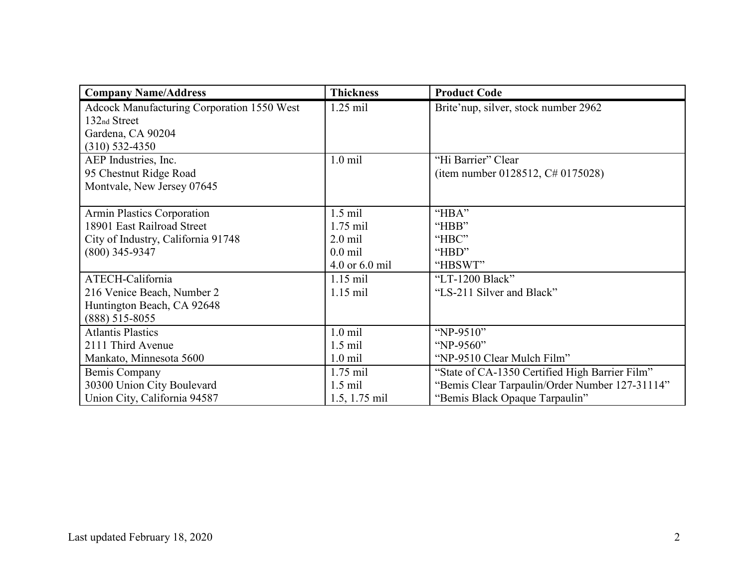| Company Name/Address | Thickness | Product Code |
|---|---|---|
| Adcock Manufacturing Corporation 1550 West 132nd Street<br>Gardena, CA 90204<br>(310) 532-4350 | 1.25 mil | Brite'nup, silver, stock number 2962 |
| AEP Industries, Inc.<br>95 Chestnut Ridge Road<br>Montvale, New Jersey 07645 | 1.0 mil | "Hi Barrier" Clear<br>(item number 0128512, C# 0175028) |
| Armin Plastics Corporation<br>18901 East Railroad Street<br>City of Industry, California 91748<br>(800) 345-9347 | 1.5 mil<br>1.75 mil<br>2.0 mil<br>0.0 mil<br>4.0 or 6.0 mil | "HBA"<br>"HBB"<br>"HBC"<br>"HBD"<br>"HBSWT" |
| ATECH-California<br>216 Venice Beach, Number 2<br>Huntington Beach, CA 92648<br>(888) 515-8055 | 1.15 mil<br>1.15 mil | "LT-1200 Black"<br>"LS-211 Silver and Black" |
| Atlantis Plastics<br>2111 Third Avenue<br>Mankato, Minnesota 5600 | 1.0 mil<br>1.5 mil<br>1.0 mil | "NP-9510"<br>"NP-9560"<br>"NP-9510 Clear Mulch Film" |
| Bemis Company<br>30300 Union City Boulevard<br>Union City, California 94587 | 1.75 mil<br>1.5 mil<br>1.5, 1.75 mil | "State of CA-1350 Certified High Barrier Film"<br>"Bemis Clear Tarpaulin/Order Number 127-31114"<br>"Bemis Black Opaque Tarpaulin" |

Last updated February 18, 2020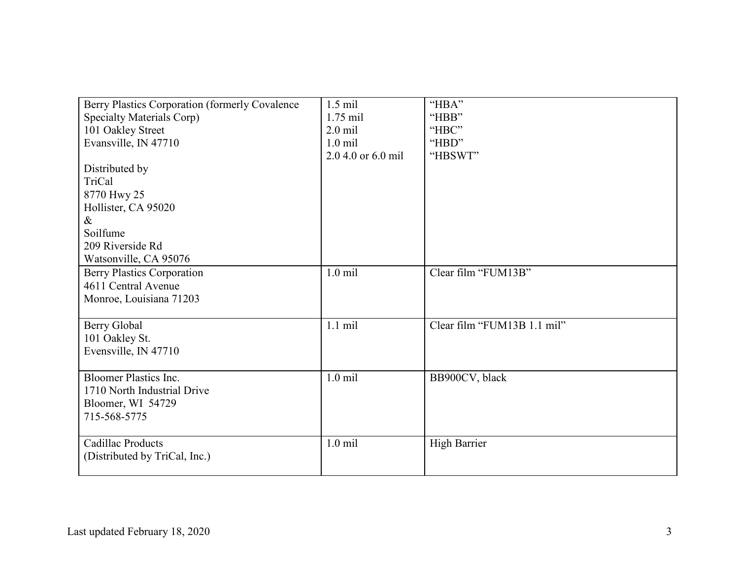| | | |
|---|---|---|
| Berry Plastics Corporation (formerly Covalence Specialty Materials Corp)<br>101 Oakley Street<br>Evansville, IN 47710<br><br>Distributed by<br>TriCal<br>8770 Hwy 25<br>Hollister, CA 95020<br>&<br>Soilfume<br>209 Riverside Rd<br>Watsonville, CA 95076 | 1.5 mil<br>1.75 mil<br>2.0 mil<br>1.0 mil<br>2.0 4.0 or 6.0 mil | "HBA"<br>"HBB"<br>"HBC"<br>"HBD"<br>"HBSWT" |
| Berry Plastics Corporation<br>4611 Central Avenue<br>Monroe, Louisiana 71203 | 1.0 mil | Clear film "FUM13B" |
| Berry Global<br>101 Oakley St.<br>Evensville, IN 47710 | 1.1 mil | Clear film "FUM13B 1.1 mil" |
| Bloomer Plastics Inc.<br>1710 North Industrial Drive<br>Bloomer, WI 54729<br>715-568-5775 | 1.0 mil | BB900CV, black |
| Cadillac Products<br>(Distributed by TriCal, Inc.) | 1.0 mil | High Barrier |

Last updated February 18, 2020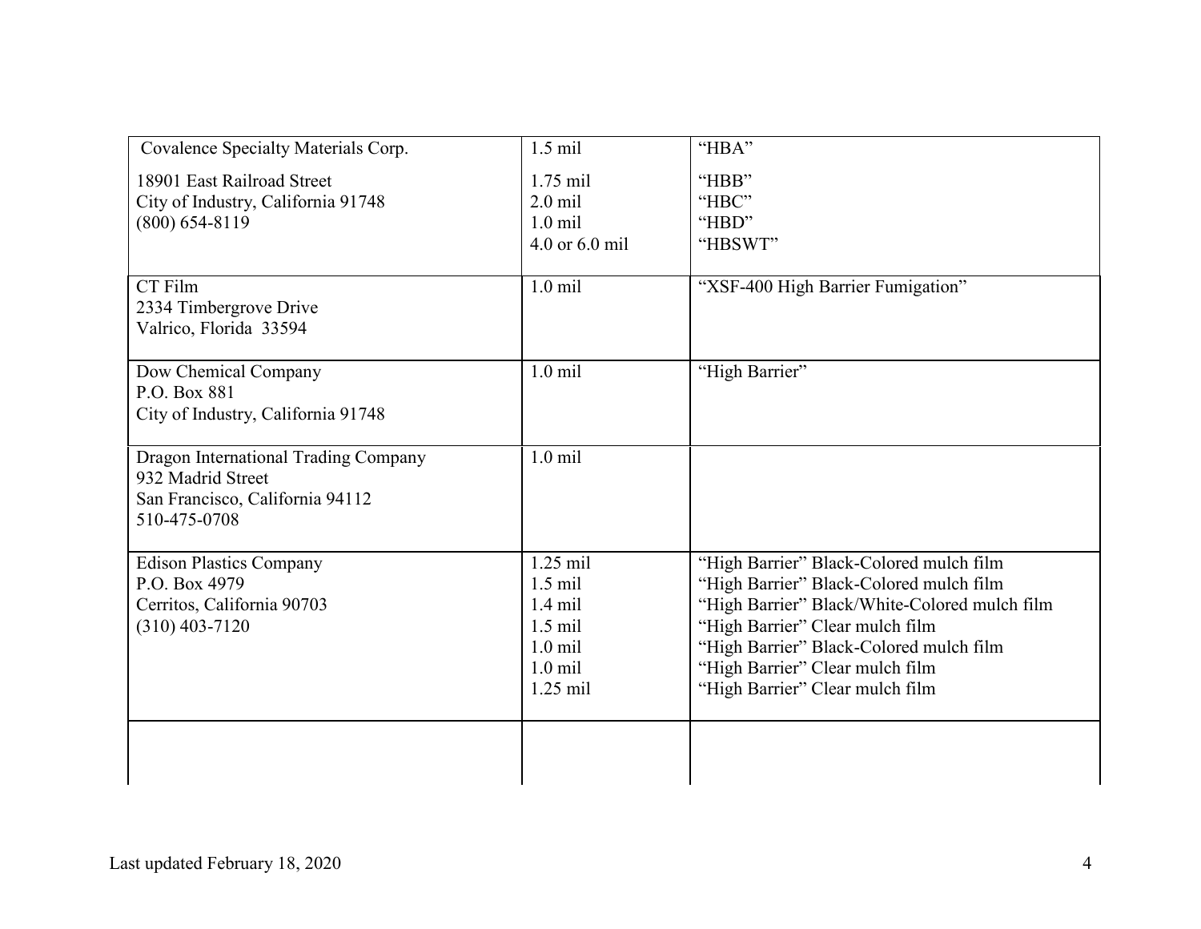| | | |
|---|---|---|
| Covalence Specialty Materials Corp.<br><br>18901 East Railroad Street<br>City of Industry, California 91748<br>(800) 654-8119 | 1.5 mil<br><br>1.75 mil<br>2.0 mil<br>1.0 mil<br>4.0 or 6.0 mil | "HBA"<br><br>"HBB"<br>"HBC"<br>"HBD"<br>"HBSWT" |
| CT Film<br>2334 Timbergrove Drive<br>Valrico, Florida 33594 | 1.0 mil | "XSF-400 High Barrier Fumigation" |
| Dow Chemical Company<br>P.O. Box 881<br>City of Industry, California 91748 | 1.0 mil | "High Barrier" |
| Dragon International Trading Company<br>932 Madrid Street<br>San Francisco, California 94112<br>510-475-0708 | 1.0 mil | |
| Edison Plastics Company<br>P.O. Box 4979<br>Cerritos, California 90703<br>(310) 403-7120 | 1.25 mil<br>1.5 mil<br>1.4 mil<br>1.5 mil<br>1.0 mil<br>1.0 mil<br>1.25 mil | "High Barrier" Black-Colored mulch film<br>"High Barrier" Black-Colored mulch film<br>"High Barrier" Black/White-Colored mulch film<br>"High Barrier" Clear mulch film<br>"High Barrier" Black-Colored mulch film<br>"High Barrier" Clear mulch film<br>"High Barrier" Clear mulch film |
| | | |

Last updated February 18, 2020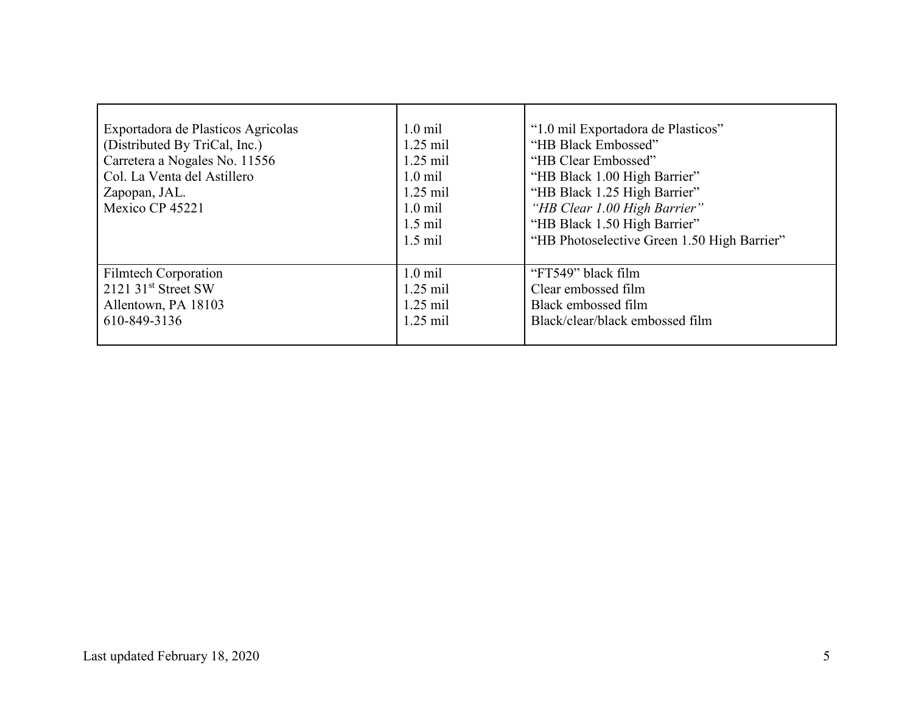| | | |
|---|---|---|
| Exportadora de Plasticos Agricolas<br>(Distributed By TriCal, Inc.)<br>Carretera a Nogales No. 11556<br>Col. La Venta del Astillero<br>Zapopan, JAL.<br>Mexico CP 45221 | 1.0 mil<br>1.25 mil<br>1.25 mil<br>1.0 mil<br>1.25 mil<br>1.0 mil<br>1.5 mil<br>1.5 mil | "1.0 mil Exportadora de Plasticos"<br>"HB Black Embossed"<br>"HB Clear Embossed"<br>"HB Black 1.00 High Barrier"<br>"HB Black 1.25 High Barrier"<br>*"HB Clear 1.00 High Barrier"*<br>"HB Black 1.50 High Barrier"<br>"HB Photoselective Green 1.50 High Barrier" |
| Filmtech Corporation<br>2121 31st Street SW<br>Allentown, PA 18103<br>610-849-3136 | 1.0 mil<br>1.25 mil<br>1.25 mil<br>1.25 mil | "FT549" black film<br>Clear embossed film<br>Black embossed film<br>Black/clear/black embossed film |

Last updated February 18, 2020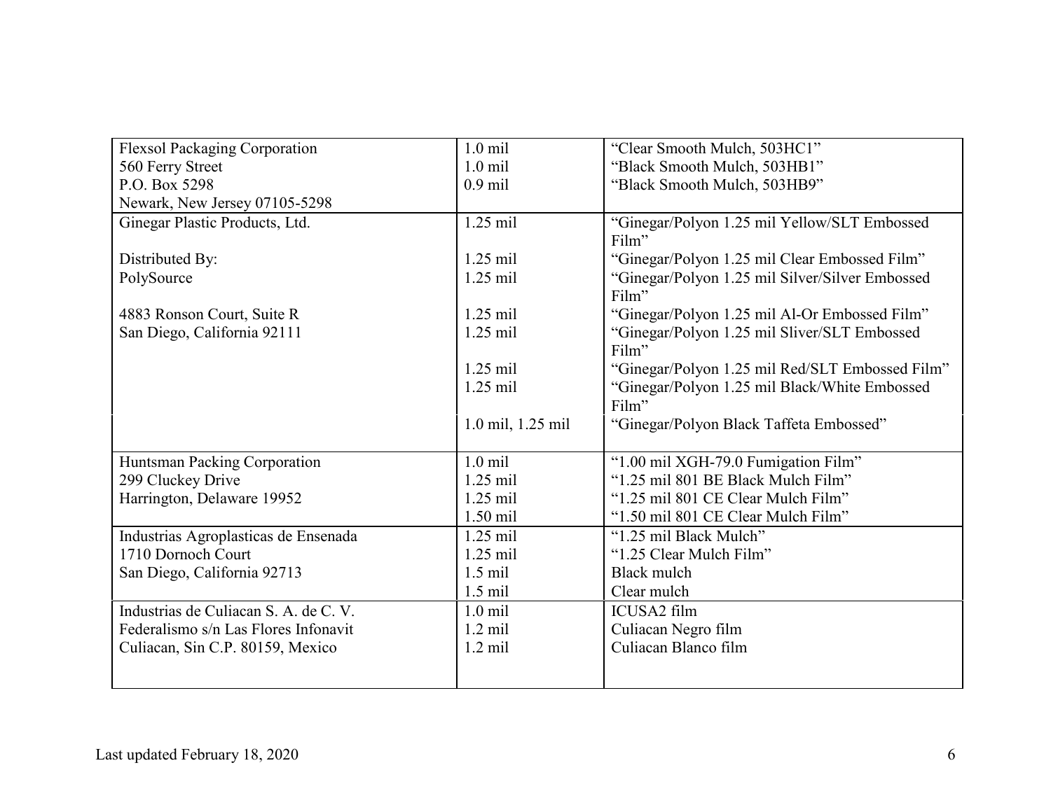| | | |
|---|---|---|
| Flexsol Packaging Corporation<br>560 Ferry Street<br>P.O. Box 5298<br>Newark, New Jersey 07105-5298 | 1.0 mil<br>1.0 mil<br>0.9 mil | "Clear Smooth Mulch, 503HC1"<br>"Black Smooth Mulch, 503HB1"<br>"Black Smooth Mulch, 503HB9" |
| Ginegar Plastic Products, Ltd.<br><br>Distributed By:<br>PolySource<br><br>4883 Ronson Court, Suite R<br>San Diego, California 92111 | 1.25 mil<br>1.25 mil<br>1.25 mil<br>1.25 mil<br>1.25 mil<br>1.25 mil<br>1.25 mil<br>1.0 mil, 1.25 mil | "Ginegar/Polyon 1.25 mil Yellow/SLT Embossed Film"<br>"Ginegar/Polyon 1.25 mil Clear Embossed Film"<br>"Ginegar/Polyon 1.25 mil Silver/Silver Embossed Film"<br>"Ginegar/Polyon 1.25 mil Al-Or Embossed Film"<br>"Ginegar/Polyon 1.25 mil Sliver/SLT Embossed Film"<br>"Ginegar/Polyon 1.25 mil Red/SLT Embossed Film"<br>"Ginegar/Polyon 1.25 mil Black/White Embossed Film"<br>"Ginegar/Polyon Black Taffeta Embossed" |
| Huntsman Packing Corporation<br>299 Cluckey Drive<br>Harrington, Delaware 19952 | 1.0 mil<br>1.25 mil<br>1.25 mil<br>1.50 mil | "1.00 mil XGH-79.0 Fumigation Film"<br>"1.25 mil 801 BE Black Mulch Film"<br>"1.25 mil 801 CE Clear Mulch Film"<br>"1.50 mil 801 CE Clear Mulch Film" |
| Industrias Agroplasticas de Ensenada<br>1710 Dornoch Court<br>San Diego, California 92713 | 1.25 mil<br>1.25 mil<br>1.5 mil<br>1.5 mil | "1.25 mil Black Mulch"<br>"1.25 Clear Mulch Film"<br>Black mulch<br>Clear mulch |
| Industrias de Culiacan S. A. de C. V.<br>Federalismo s/n Las Flores Infonavit<br>Culiacan, Sin C.P. 80159, Mexico | 1.0 mil<br>1.2 mil<br>1.2 mil | ICUSA2 film<br>Culiacan Negro film<br>Culiacan Blanco film |

Last updated February 18, 2020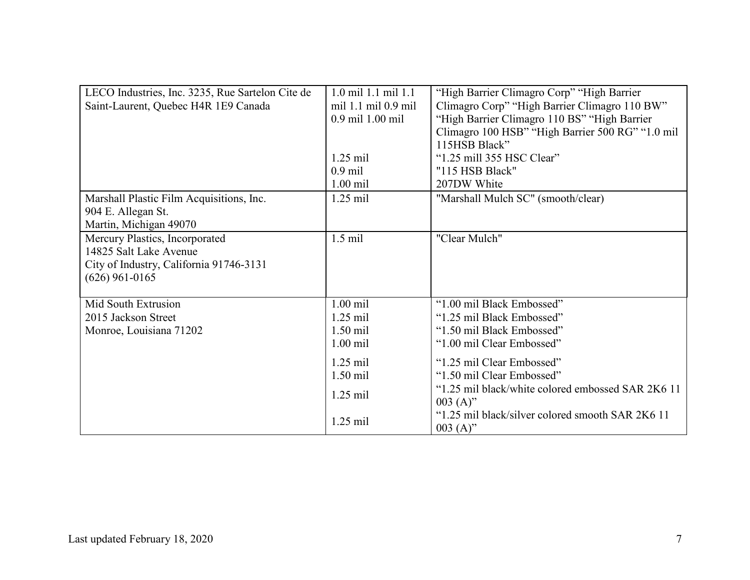| | | |
|---|---|---|
| LECO Industries, Inc. 3235, Rue Sartelon Cite de Saint-Laurent, Quebec H4R 1E9 Canada | 1.0 mil 1.1 mil 1.1 mil 1.1 mil 0.9 mil 0.9 mil 1.00 mil<br><br><br>1.25 mil<br>0.9 mil<br>1.00 mil | "High Barrier Climagro Corp" "High Barrier Climagro Corp" "High Barrier Climagro 110 BW" "High Barrier Climagro 110 BS" "High Barrier Climagro 100 HSB" "High Barrier 500 RG" "1.0 mil 115HSB Black"<br>"1.25 mill 355 HSC Clear"<br>"115 HSB Black"<br>207DW White |
| Marshall Plastic Film Acquisitions, Inc.<br>904 E. Allegan St.<br>Martin, Michigan 49070 | 1.25 mil | "Marshall Mulch SC" (smooth/clear) |
| Mercury Plastics, Incorporated<br>14825 Salt Lake Avenue<br>City of Industry, California 91746-3131<br>(626) 961-0165 | 1.5 mil | "Clear Mulch" |
| Mid South Extrusion<br>2015 Jackson Street<br>Monroe, Louisiana 71202 | 1.00 mil<br>1.25 mil<br>1.50 mil<br>1.00 mil<br>1.25 mil<br>1.50 mil<br>1.25 mil<br><br>1.25 mil | "1.00 mil Black Embossed"<br>"1.25 mil Black Embossed"<br>"1.50 mil Black Embossed"<br>"1.00 mil Clear Embossed"<br>"1.25 mil Clear Embossed"<br>"1.50 mil Clear Embossed"<br>"1.25 mil black/white colored embossed SAR 2K6 11 003 (A)"<br>"1.25 mil black/silver colored smooth SAR 2K6 11 003 (A)" |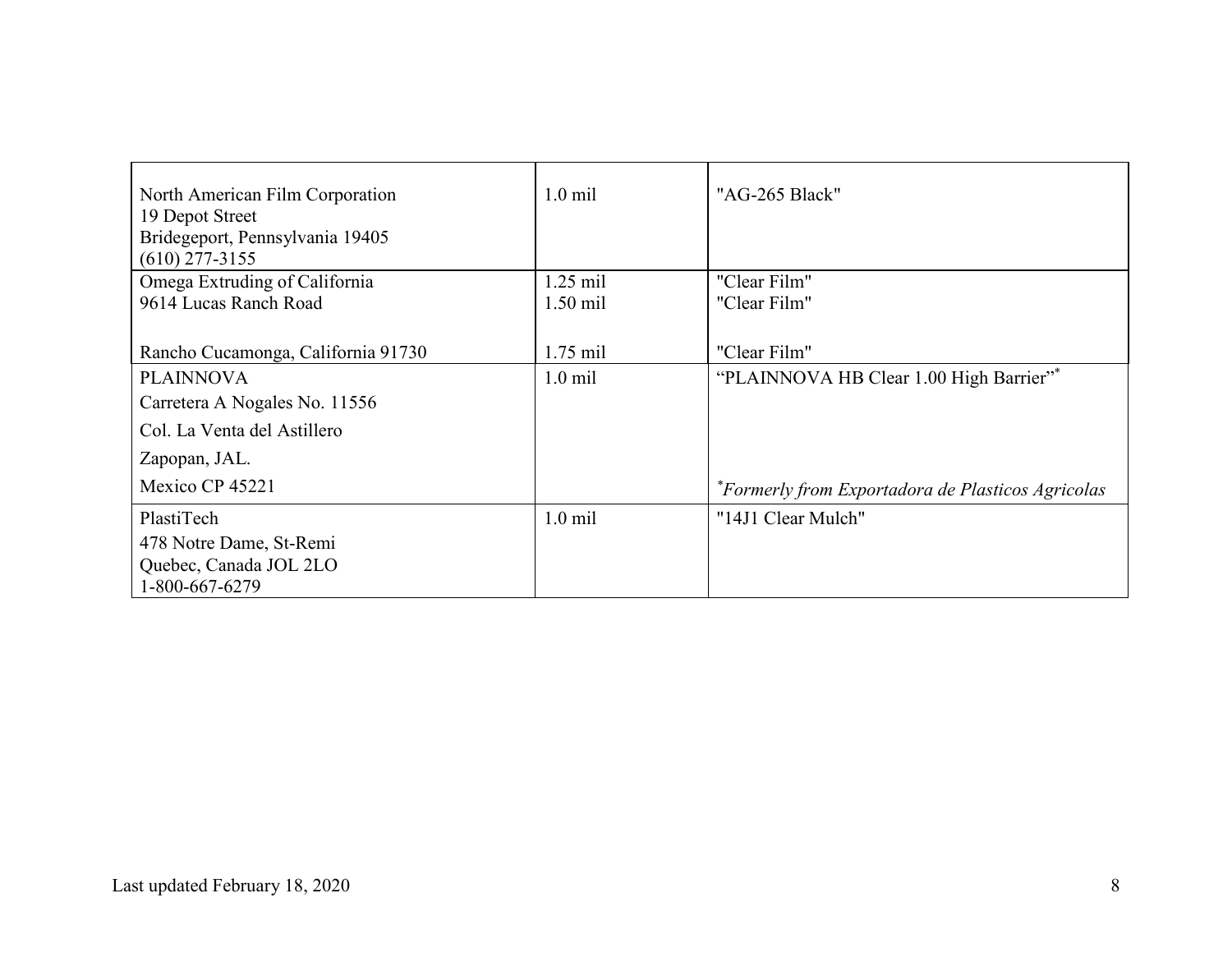| | | |
|---|---|---|
| North American Film Corporation<br>19 Depot Street<br>Bridegeport, Pennsylvania 19405<br>(610) 277-3155 | 1.0 mil | "AG-265 Black" |
| Omega Extruding of California<br>9614 Lucas Ranch Road<br><br>Rancho Cucamonga, California 91730 | 1.25 mil<br>1.50 mil<br><br>1.75 mil | "Clear Film"<br>"Clear Film"<br><br>"Clear Film" |
| PLAINNOVA<br>Carretera A Nogales No. 11556<br>Col. La Venta del Astillero<br>Zapopan, JAL.<br>Mexico CP 45221 | 1.0 mil | "PLAINNOVA HB Clear 1.00 High Barrier"*<br><br>*\*Formerly from Exportadora de Plasticos Agricolas* |
| PlastiTech<br>478 Notre Dame, St-Remi<br>Quebec, Canada JOL 2LO<br>1-800-667-6279 | 1.0 mil | "14J1 Clear Mulch" |

Last updated February 18, 2020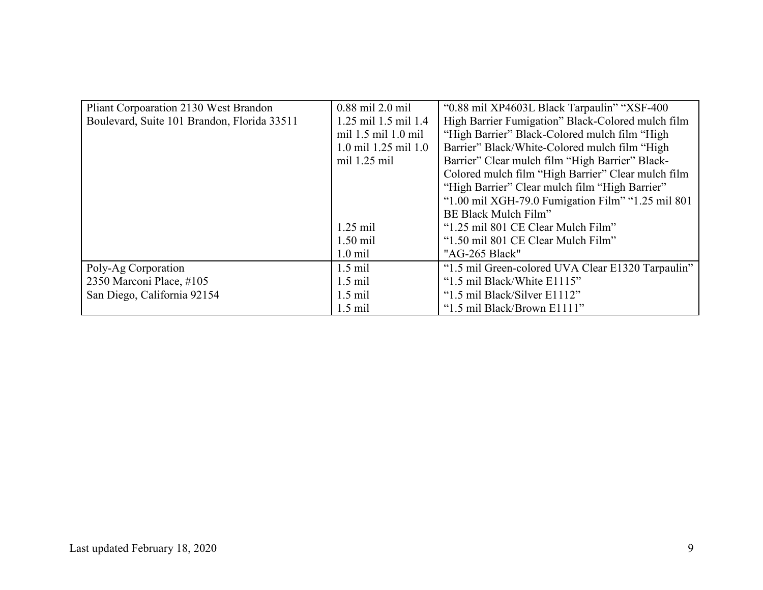| | | |
|---|---|---|
| Pliant Corpoaration 2130 West Brandon Boulevard, Suite 101 Brandon, Florida 33511 | 0.88 mil 2.0 mil 1.25 mil 1.5 mil 1.4 mil 1.5 mil 1.0 mil 1.0 mil 1.25 mil 1.0 mil 1.25 mil | "0.88 mil XP4603L Black Tarpaulin" "XSF-400 High Barrier Fumigation" Black-Colored mulch film "High Barrier" Black-Colored mulch film "High Barrier" Black/White-Colored mulch film "High Barrier" Clear mulch film "High Barrier" Black-Colored mulch film "High Barrier" Clear mulch film "High Barrier" Clear mulch film "High Barrier" "1.00 mil XGH-79.0 Fumigation Film" "1.25 mil 801 BE Black Mulch Film" |
| | 1.25 mil | "1.25 mil 801 CE Clear Mulch Film" |
| | 1.50 mil | "1.50 mil 801 CE Clear Mulch Film" |
| | 1.0 mil | "AG-265 Black" |
| Poly-Ag Corporation | 1.5 mil | "1.5 mil Green-colored UVA Clear E1320 Tarpaulin" |
| 2350 Marconi Place, #105 | 1.5 mil | "1.5 mil Black/White E1115" |
| San Diego, California 92154 | 1.5 mil | "1.5 mil Black/Silver E1112" |
| | 1.5 mil | "1.5 mil Black/Brown E1111" |

Last updated February 18, 2020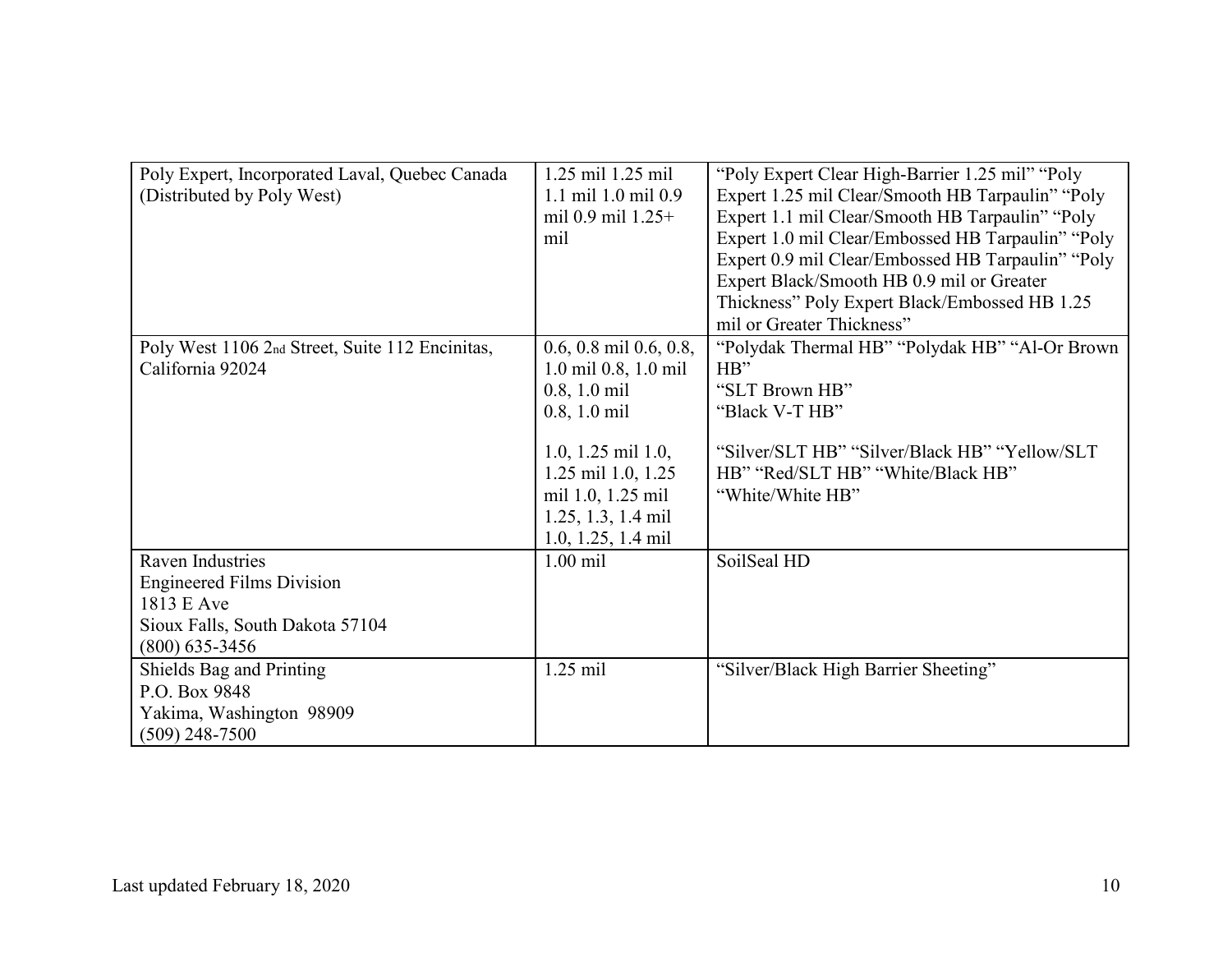| | | |
|---|---|---|
| Poly Expert, Incorporated Laval, Quebec Canada (Distributed by Poly West) | 1.25 mil 1.25 mil 1.1 mil 1.0 mil 0.9 mil 0.9 mil 1.25+ mil | "Poly Expert Clear High-Barrier 1.25 mil" "Poly Expert 1.25 mil Clear/Smooth HB Tarpaulin" "Poly Expert 1.1 mil Clear/Smooth HB Tarpaulin" "Poly Expert 1.0 mil Clear/Embossed HB Tarpaulin" "Poly Expert 0.9 mil Clear/Embossed HB Tarpaulin" "Poly Expert Black/Smooth HB 0.9 mil or Greater Thickness" Poly Expert Black/Embossed HB 1.25 mil or Greater Thickness" |
| Poly West 1106 2nd Street, Suite 112 Encinitas, California 92024 | 0.6, 0.8 mil 0.6, 0.8, 1.0 mil 0.8, 1.0 mil 0.8, 1.0 mil 0.8, 1.0 mil<br><br>1.0, 1.25 mil 1.0, 1.25 mil 1.0, 1.25 mil 1.0, 1.25 mil 1.25, 1.3, 1.4 mil 1.0, 1.25, 1.4 mil | "Polydak Thermal HB" "Polydak HB" "Al-Or Brown HB"<br>"SLT Brown HB"<br>"Black V-T HB"<br><br>"Silver/SLT HB" "Silver/Black HB" "Yellow/SLT HB" "Red/SLT HB" "White/Black HB"<br>"White/White HB" |
| Raven Industries<br>Engineered Films Division<br>1813 E Ave<br>Sioux Falls, South Dakota 57104<br>(800) 635-3456 | 1.00 mil | SoilSeal HD |
| Shields Bag and Printing<br>P.O. Box 9848<br>Yakima, Washington 98909<br>(509) 248-7500 | 1.25 mil | "Silver/Black High Barrier Sheeting" |

Last updated February 18, 2020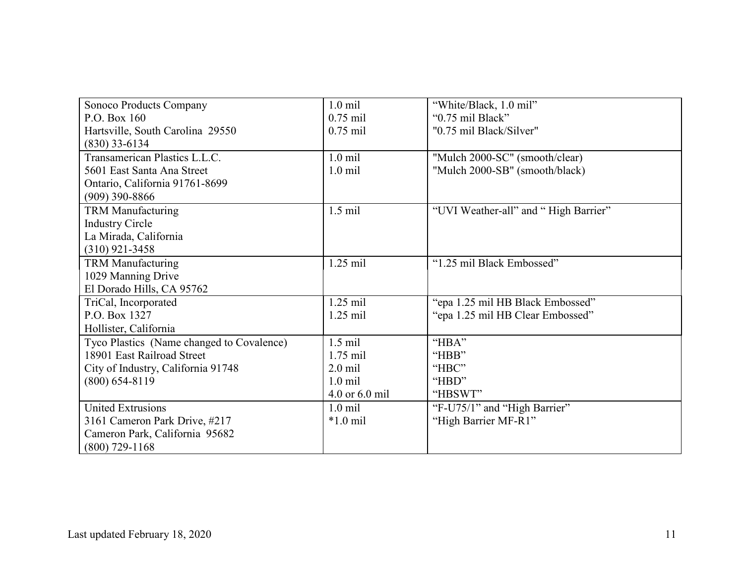| | | |
|---|---|---|
| Sonoco Products Company<br>P.O. Box 160<br>Hartsville, South Carolina 29550<br>(830) 33-6134 | 1.0 mil<br>0.75 mil<br>0.75 mil | "White/Black, 1.0 mil"<br>"0.75 mil Black"<br>"0.75 mil Black/Silver" |
| Transamerican Plastics L.L.C.<br>5601 East Santa Ana Street<br>Ontario, California 91761-8699<br>(909) 390-8866 | 1.0 mil<br>1.0 mil | "Mulch 2000-SC" (smooth/clear)<br>"Mulch 2000-SB" (smooth/black) |
| TRM Manufacturing<br>Industry Circle<br>La Mirada, California<br>(310) 921-3458 | 1.5 mil | "UVI Weather-all" and " High Barrier" |
| TRM Manufacturing<br>1029 Manning Drive<br>El Dorado Hills, CA 95762 | 1.25 mil | "1.25 mil Black Embossed" |
| TriCal, Incorporated<br>P.O. Box 1327<br>Hollister, California | 1.25 mil<br>1.25 mil | "epa 1.25 mil HB Black Embossed"<br>"epa 1.25 mil HB Clear Embossed" |
| Tyco Plastics (Name changed to Covalence)<br>18901 East Railroad Street<br>City of Industry, California 91748<br>(800) 654-8119 | 1.5 mil<br>1.75 mil<br>2.0 mil<br>1.0 mil<br>4.0 or 6.0 mil | "HBA"<br>"HBB"<br>"HBC"<br>"HBD"<br>"HBSWT" |
| United Extrusions<br>3161 Cameron Park Drive, #217<br>Cameron Park, California 95682<br>(800) 729-1168 | 1.0 mil<br>*1.0 mil | "F-U75/1" and "High Barrier"<br>"High Barrier MF-R1" |

Last updated February 18, 2020